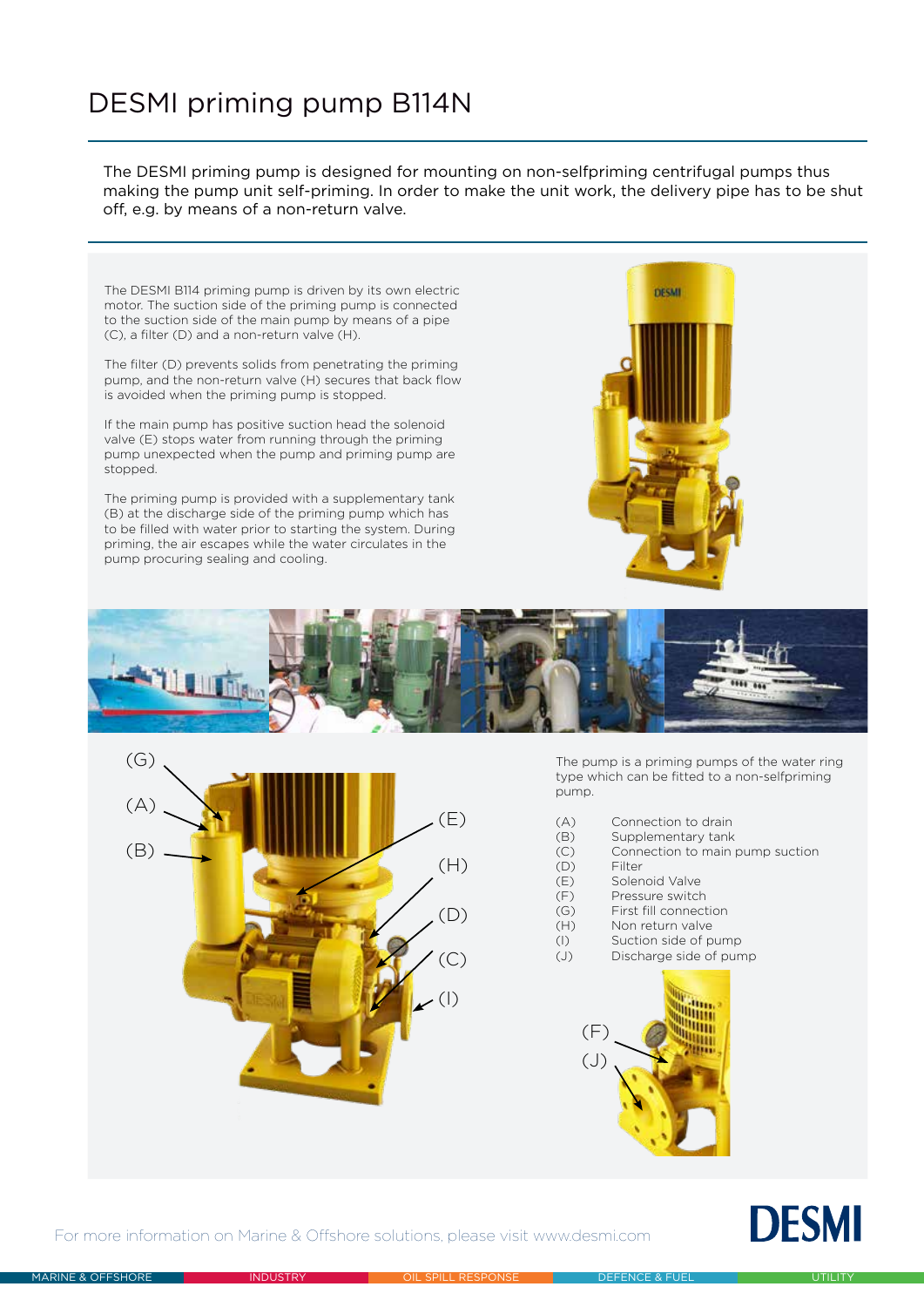# DESMI priming pump B114N

The DESMI priming pump is designed for mounting on non-selfpriming centrifugal pumps thus making the pump unit self-priming. In order to make the unit work, the delivery pipe has to be shut off, e.g. by means of a non-return valve.

The DESMI B114 priming pump is driven by its own electric motor. The suction side of the priming pump is connected to the suction side of the main pump by means of a pipe (C), a filter (D) and a non-return valve (H).

The filter (D) prevents solids from penetrating the priming pump, and the non-return valve (H) secures that back flow is avoided when the priming pump is stopped.

If the main pump has positive suction head the solenoid valve (E) stops water from running through the priming pump unexpected when the pump and priming pump are stopped.

The priming pump is provided with a supplementary tank (B) at the discharge side of the priming pump which has to be filled with water prior to starting the system. During priming, the air escapes while the water circulates in the pump procuring sealing and cooling.

The pump is a priming pumps of the water ring type which can be fitted to a non-selfpriming pump.

| | |
|---|---|
| (A) | Connection to drain |
| (B) | Supplementary tank |
| (C) | Connection to main pump suction |
| (D) | Filter |
| (E) | Solenoid Valve |
| (F) | Pressure switch |
| (G) | First fill connection |
| (H) | Non return valve |
| (I) | Suction side of pump |
| (J) | Discharge side of pump |

For more information on Marine & Offshore solutions, please visit www.desmi.com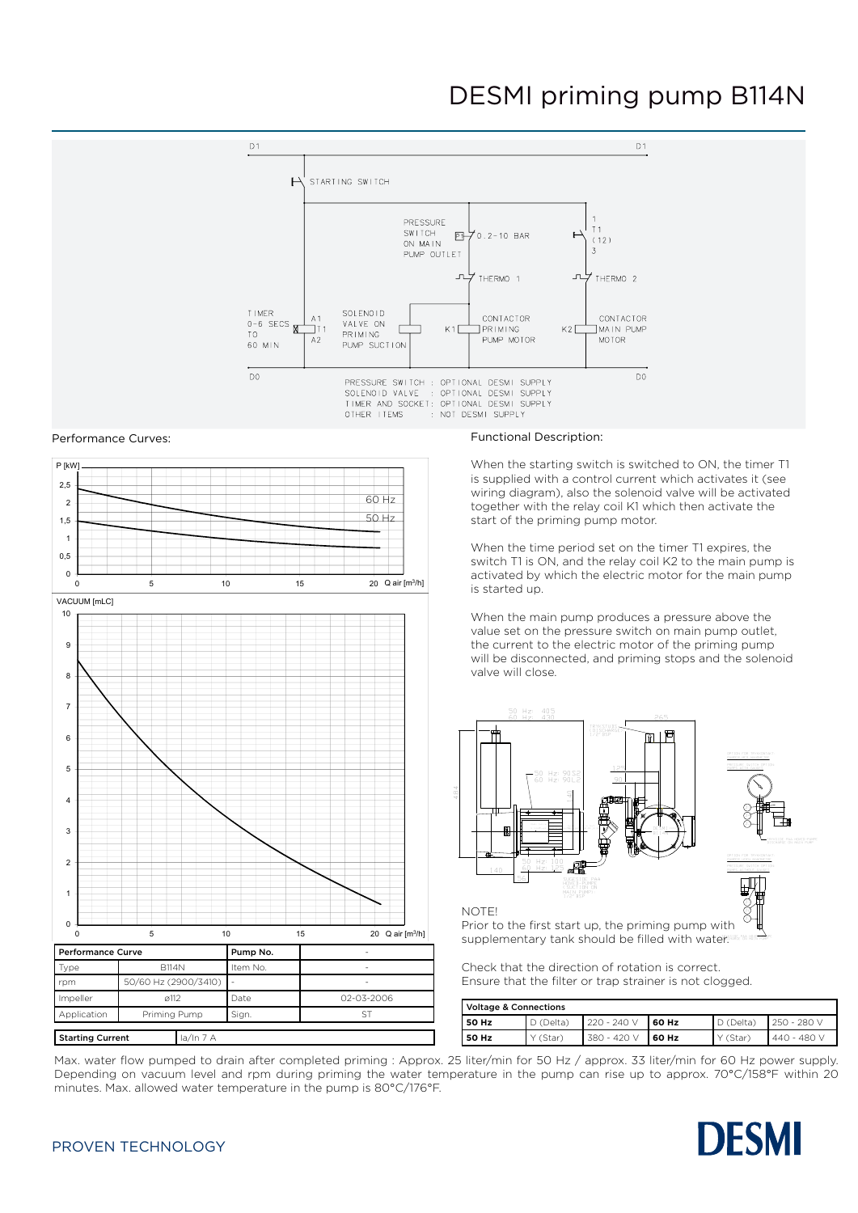# DESMI priming pump B114N

D1

D1

STARTING SWITCH

PRESSURE SWITCH ON MAIN PUMP OUTLET

0.2-10 BAR

1 T1 (12) 3

THERMO 1

THERMO 2

TIMER 0-6 SECS TO 60 MIN

A1 T1 A2

SOLENOID VALVE ON PRIMING PUMP SUCTION

K1

CONTACTOR PRIMING PUMP MOTOR

K2

CONTACTOR MAIN PUMP MOTOR

D0

D0

PRESSURE SWITCH : OPTIONAL DESMI SUPPLY
SOLENOID VALVE : OPTIONAL DESMI SUPPLY
TIMER AND SOCKET: OPTIONAL DESMI SUPPLY
OTHER ITEMS : NOT DESMI SUPPLY

Performance Curves:

P [kW]

2,5
2
1,5
1
0,5
0

0 5 10 15 20 Q air [m³/h]

60 Hz

50 Hz

VACUUM [mLC]

10
9
8
7
6
5
4
3
2
1
0

0 5 10 15 20 Q air [m³/h]

| Performance Curve | | Pump No. | - |
|---|---|---|---|
| Type | B114N | Item No. | - |
| rpm | 50/60 Hz (2900/3410) | - | - |
| Impeller | ø112 | Date | 02-03-2006 |
| Application | Priming Pump | Sign. | ST |

| Starting Current | Ia/In 7 A |
|---|---|

Functional Description:

When the starting switch is switched to ON, the timer T1 is supplied with a control current which activates it (see wiring diagram), also the solenoid valve will be activated together with the relay coil K1 which then activate the start of the priming pump motor.

When the time period set on the timer T1 expires, the switch T1 is ON, and the relay coil K2 to the main pump is activated by which the electric motor for the main pump is started up.

When the main pump produces a pressure above the value set on the pressure switch on main pump outlet, the current to the electric motor of the priming pump will be disconnected, and priming stops and the solenoid valve will close.

50 Hz: 405
60 Hz: 430

265

50 Hz: 90SE
60 Hz: 90LE

125

50

140

50 Hz: 100
60 Hz: 125

NOTE!
Prior to the first start up, the priming pump with supplementary tank should be filled with water.

Check that the direction of rotation is correct.
Ensure that the filter or trap strainer is not clogged.

| Voltage & Connections | | | | | |
|---|---|---|---|---|---|
| 50 Hz | D (Delta) | 220 - 240 V | 60 Hz | D (Delta) | 250 - 280 V |
| 50 Hz | Y (Star) | 380 - 420 V | 60 Hz | Y (Star) | 440 - 480 V |

Max. water flow pumped to drain after completed priming : Approx. 25 liter/min for 50 Hz / approx. 33 liter/min for 60 Hz power supply. Depending on vacuum level and rpm during priming the water temperature in the pump can rise up to approx. 70°C/158°F within 20 minutes. Max. allowed water temperature in the pump is 80°C/176°F.

PROVEN TECHNOLOGY

DESMI